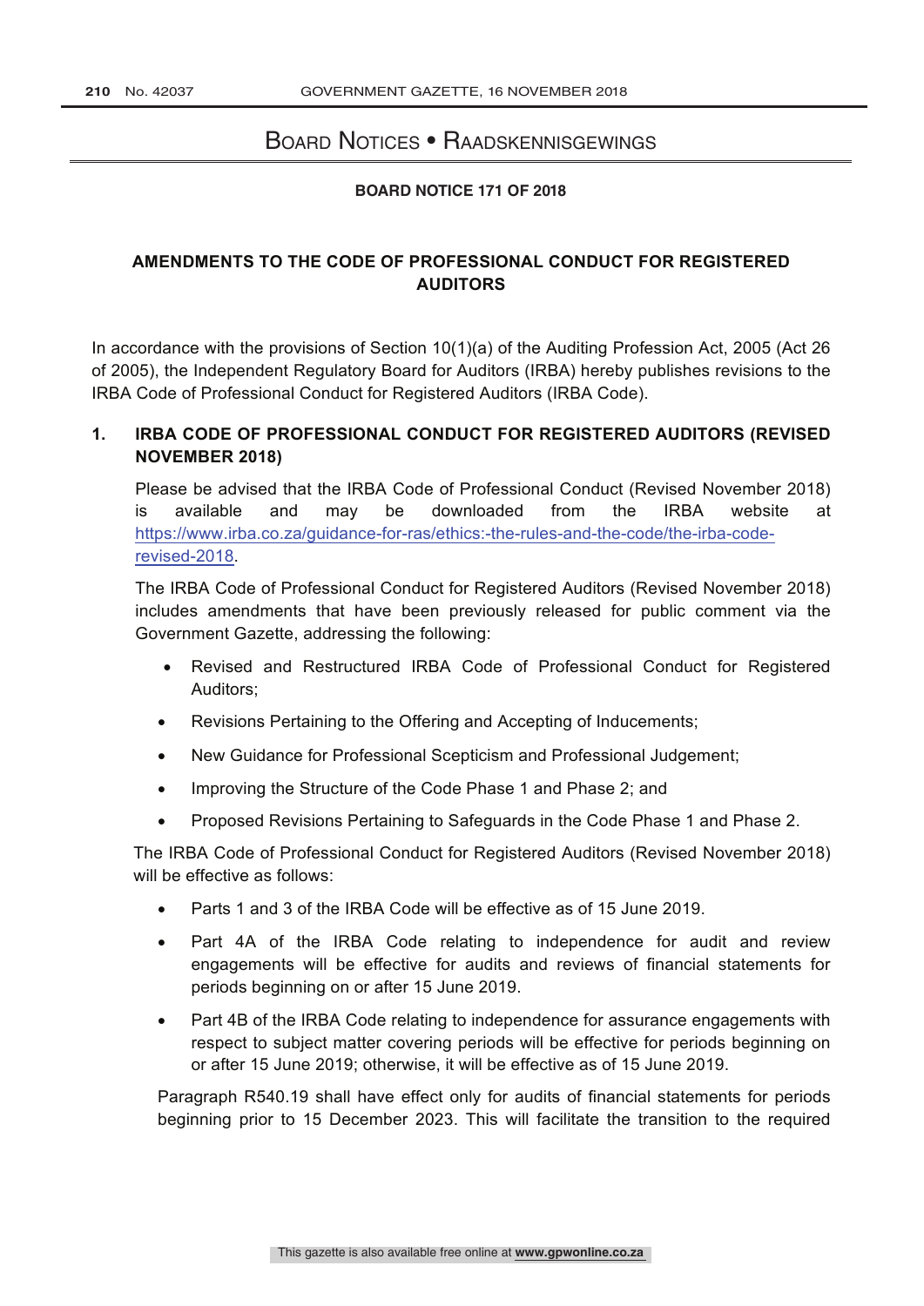# Board Notices • Raadskennisgewings

**BOARD NOTICE 171 OF 2018**

## AMENDMENTS TO THE CODE OF PROFESSIONAL CONDUCT FOR REGISTERED AUDITORS

In accordance with the provisions of Section 10(1)(a) of the Auditing Profession Act, 2005 (Act 26 of 2005), the Independent Regulatory Board for Auditors (IRBA) hereby publishes revisions to the IRBA Code of Professional Conduct for Registered Auditors (IRBA Code).

### 1. IRBA CODE OF PROFESSIONAL CONDUCT FOR REGISTERED AUDITORS (REVISED NOVEMBER 2018)

Please be advised that the IRBA Code of Professional Conduct (Revised November 2018) is available and may be downloaded from the IRBA website at https://www.irba.co.za/guidance-for-ras/ethics:-the-rules-and-the-code/the-irba-code-revised-2018.

The IRBA Code of Professional Conduct for Registered Auditors (Revised November 2018) includes amendments that have been previously released for public comment via the Government Gazette, addressing the following:

- Revised and Restructured IRBA Code of Professional Conduct for Registered Auditors;
- Revisions Pertaining to the Offering and Accepting of Inducements;
- New Guidance for Professional Scepticism and Professional Judgement;
- Improving the Structure of the Code Phase 1 and Phase 2; and
- Proposed Revisions Pertaining to Safeguards in the Code Phase 1 and Phase 2.

The IRBA Code of Professional Conduct for Registered Auditors (Revised November 2018) will be effective as follows:

- Parts 1 and 3 of the IRBA Code will be effective as of 15 June 2019.
- Part 4A of the IRBA Code relating to independence for audit and review engagements will be effective for audits and reviews of financial statements for periods beginning on or after 15 June 2019.
- Part 4B of the IRBA Code relating to independence for assurance engagements with respect to subject matter covering periods will be effective for periods beginning on or after 15 June 2019; otherwise, it will be effective as of 15 June 2019.

Paragraph R540.19 shall have effect only for audits of financial statements for periods beginning prior to 15 December 2023. This will facilitate the transition to the required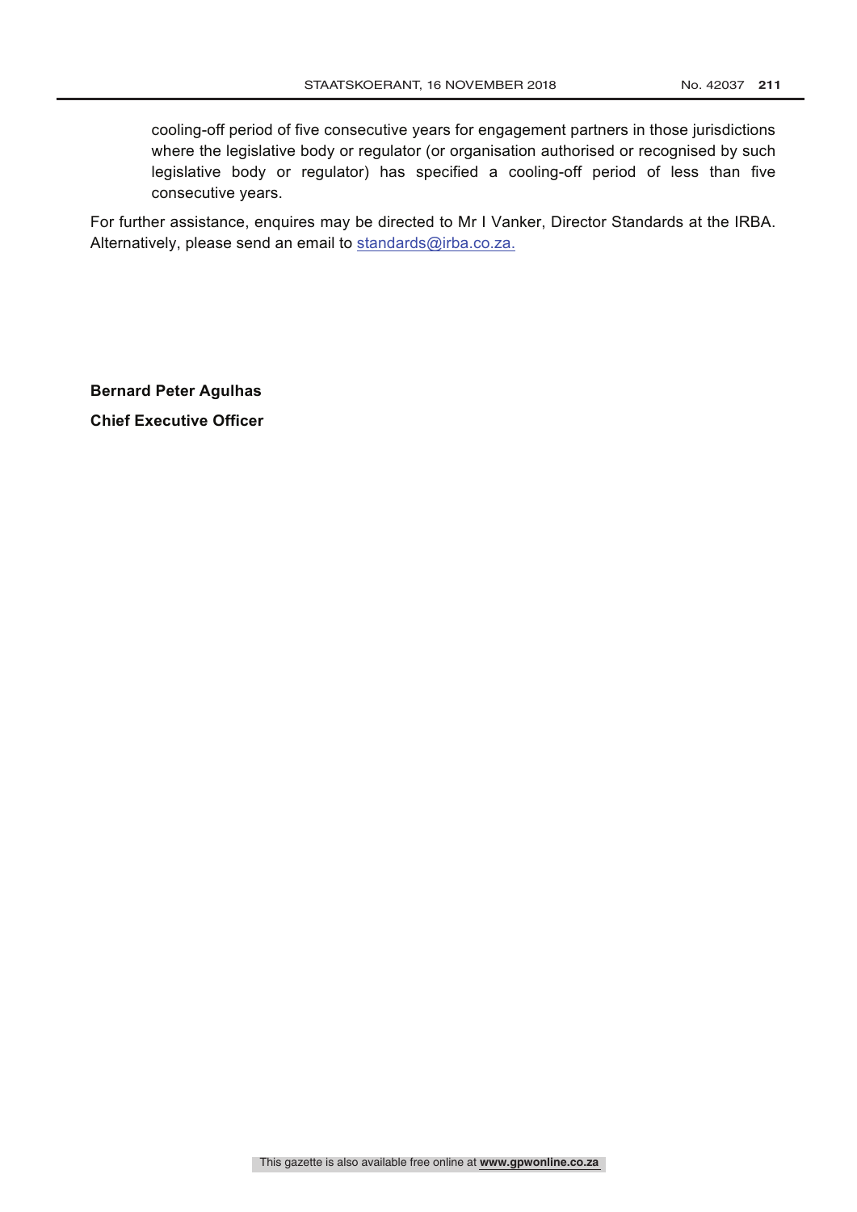cooling-off period of five consecutive years for engagement partners in those jurisdictions where the legislative body or regulator (or organisation authorised or recognised by such legislative body or regulator) has specified a cooling-off period of less than five consecutive years.

For further assistance, enquires may be directed to Mr I Vanker, Director Standards at the IRBA. Alternatively, please send an email to standards@irba.co.za.

**Bernard Peter Agulhas**

**Chief Executive Officer**